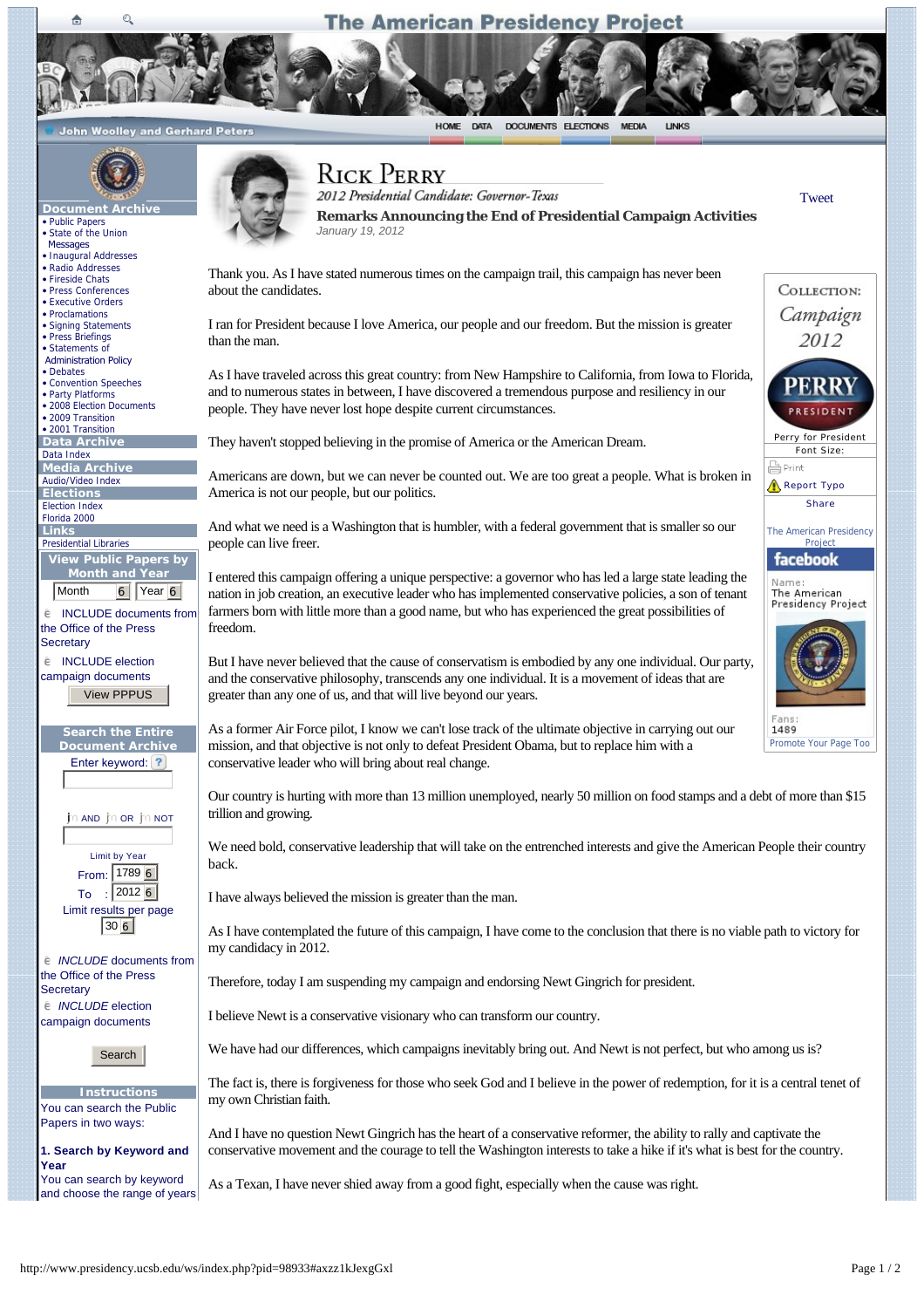# Rick Perry

*2012 Presidential Candidate: Governor-Texas*

**Remarks Announcing the End of Presidential Campaign Activities**

*January 19, 2012*

Thank you. As I have stated numerous times on the campaign trail, this campaign has never been about the candidates.

I ran for President because I love America, our people and our freedom. But the mission is greater than the man.

As I have traveled across this great country: from New Hampshire to California, from Iowa to Florida, and to numerous states in between, I have discovered a tremendous purpose and resiliency in our people. They have never lost hope despite current circumstances.

They haven't stopped believing in the promise of America or the American Dream.

Americans are down, but we can never be counted out. We are too great a people. What is broken in America is not our people, but our politics.

And what we need is a Washington that is humbler, with a federal government that is smaller so our people can live freer.

I entered this campaign offering a unique perspective: a governor who has led a large state leading the nation in job creation, an executive leader who has implemented conservative policies, a son of tenant farmers born with little more than a good name, but who has experienced the great possibilities of freedom.

But I have never believed that the cause of conservatism is embodied by any one individual. Our party, and the conservative philosophy, transcends any one individual. It is a movement of ideas that are greater than any one of us, and that will live beyond our years.

As a former Air Force pilot, I know we can't lose track of the ultimate objective in carrying out our mission, and that objective is not only to defeat President Obama, but to replace him with a conservative leader who will bring about real change.

Our country is hurting with more than 13 million unemployed, nearly 50 million on food stamps and a debt of more than $15 trillion and growing.

We need bold, conservative leadership that will take on the entrenched interests and give the American People their country back.

I have always believed the mission is greater than the man.

As I have contemplated the future of this campaign, I have come to the conclusion that there is no viable path to victory for my candidacy in 2012.

Therefore, today I am suspending my campaign and endorsing Newt Gingrich for president.

I believe Newt is a conservative visionary who can transform our country.

We have had our differences, which campaigns inevitably bring out. And Newt is not perfect, but who among us is?

The fact is, there is forgiveness for those who seek God and I believe in the power of redemption, for it is a central tenet of my own Christian faith.

And I have no question Newt Gingrich has the heart of a conservative reformer, the ability to rally and captivate the conservative movement and the courage to tell the Washington interests to take a hike if it's what is best for the country.

As a Texan, I have never shied away from a good fight, especially when the cause was right.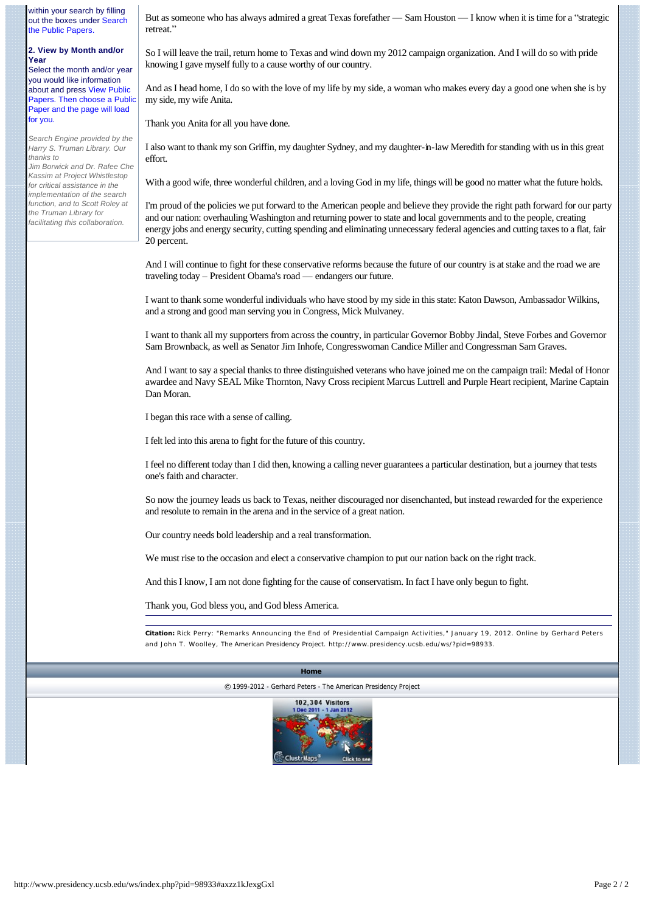within your search by filling out the boxes under Search the Public Papers.

**2. View by Month and/or Year**
Select the month and/or year you would like information about and press View Public Papers. Then choose a Public Paper and the page will load for you.

*Search Engine provided by the Harry S. Truman Library. Our thanks to Jim Borwick and Dr. Rafee Che Kassim at Project Whistlestop for critical assistance in the implementation of the search function, and to Scott Roley at the Truman Library for facilitating this collaboration.*

But as someone who has always admired a great Texas forefather — Sam Houston — I know when it is time for a "strategic retreat."

So I will leave the trail, return home to Texas and wind down my 2012 campaign organization. And I will do so with pride knowing I gave myself fully to a cause worthy of our country.

And as I head home, I do so with the love of my life by my side, a woman who makes every day a good one when she is by my side, my wife Anita.

Thank you Anita for all you have done.

I also want to thank my son Griffin, my daughter Sydney, and my daughter-in-law Meredith for standing with us in this great effort.

With a good wife, three wonderful children, and a loving God in my life, things will be good no matter what the future holds.

I'm proud of the policies we put forward to the American people and believe they provide the right path forward for our party and our nation: overhauling Washington and returning power to state and local governments and to the people, creating energy jobs and energy security, cutting spending and eliminating unnecessary federal agencies and cutting taxes to a flat, fair 20 percent.

And I will continue to fight for these conservative reforms because the future of our country is at stake and the road we are traveling today – President Obama's road — endangers our future.

I want to thank some wonderful individuals who have stood by my side in this state: Katon Dawson, Ambassador Wilkins, and a strong and good man serving you in Congress, Mick Mulvaney.

I want to thank all my supporters from across the country, in particular Governor Bobby Jindal, Steve Forbes and Governor Sam Brownback, as well as Senator Jim Inhofe, Congresswoman Candice Miller and Congressman Sam Graves.

And I want to say a special thanks to three distinguished veterans who have joined me on the campaign trail: Medal of Honor awardee and Navy SEAL Mike Thornton, Navy Cross recipient Marcus Luttrell and Purple Heart recipient, Marine Captain Dan Moran.

I began this race with a sense of calling.

I felt led into this arena to fight for the future of this country.

I feel no different today than I did then, knowing a calling never guarantees a particular destination, but a journey that tests one's faith and character.

So now the journey leads us back to Texas, neither discouraged nor disenchanted, but instead rewarded for the experience and resolute to remain in the arena and in the service of a great nation.

Our country needs bold leadership and a real transformation.

We must rise to the occasion and elect a conservative champion to put our nation back on the right track.

And this I know, I am not done fighting for the cause of conservatism. In fact I have only begun to fight.

Thank you, God bless you, and God bless America.

**Citation:** Rick Perry: "Remarks Announcing the End of Presidential Campaign Activities," January 19, 2012. Online by Gerhard Peters and John T. Woolley, The American Presidency Project. http://www.presidency.ucsb.edu/ws/?pid=98933.

**Home**

© 1999-2012 - Gerhard Peters - The American Presidency Project

102,304 Visitors
1 Dec 2011 - 1 Jan 2012
ClustrMaps
Click to see